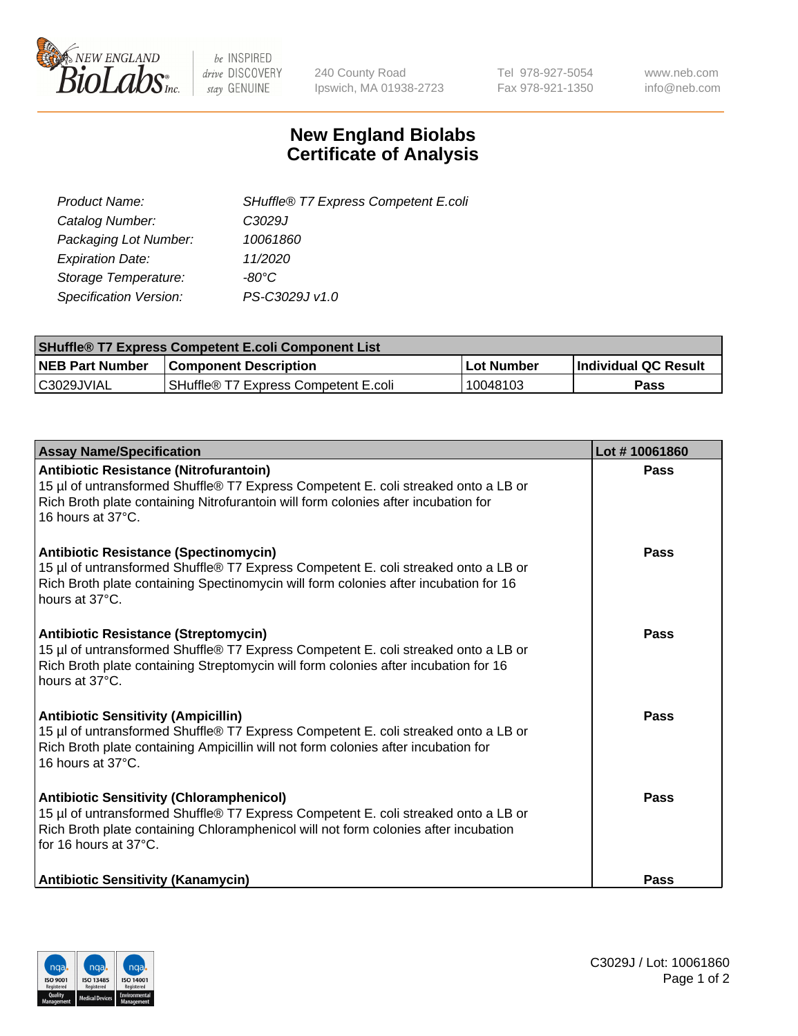# New England Biolabs Certificate of Analysis

240 County Road
Ipswich, MA 01938-2723

Tel 978-927-5054
Fax 978-921-1350

www.neb.com
info@neb.com

| | |
|---|---|
| *Product Name:* | *SHuffle® T7 Express Competent E.coli* |
| *Catalog Number:* | *C3029J* |
| *Packaging Lot Number:* | *10061860* |
| *Expiration Date:* | *11/2020* |
| *Storage Temperature:* | *-80°C* |
| *Specification Version:* | *PS-C3029J v1.0* |

| **SHuffle® T7 Express Competent E.coli Component List** | | | |
|---|---|---|---|
| **NEB Part Number** | **Component Description** | **Lot Number** | **Individual QC Result** |
| C3029JVIAL | SHuffle® T7 Express Competent E.coli | 10048103 | **Pass** |

| **Assay Name/Specification** | **Lot # 10061860** |
|---|---|
| **Antibiotic Resistance (Nitrofurantoin)** 15 µl of untransformed Shuffle® T7 Express Competent E. coli streaked onto a LB or Rich Broth plate containing Nitrofurantoin will form colonies after incubation for 16 hours at 37°C. | **Pass** |
| **Antibiotic Resistance (Spectinomycin)** 15 µl of untransformed Shuffle® T7 Express Competent E. coli streaked onto a LB or Rich Broth plate containing Spectinomycin will form colonies after incubation for 16 hours at 37°C. | **Pass** |
| **Antibiotic Resistance (Streptomycin)** 15 µl of untransformed Shuffle® T7 Express Competent E. coli streaked onto a LB or Rich Broth plate containing Streptomycin will form colonies after incubation for 16 hours at 37°C. | **Pass** |
| **Antibiotic Sensitivity (Ampicillin)** 15 µl of untransformed Shuffle® T7 Express Competent E. coli streaked onto a LB or Rich Broth plate containing Ampicillin will not form colonies after incubation for 16 hours at 37°C. | **Pass** |
| **Antibiotic Sensitivity (Chloramphenicol)** 15 µl of untransformed Shuffle® T7 Express Competent E. coli streaked onto a LB or Rich Broth plate containing Chloramphenicol will not form colonies after incubation for 16 hours at 37°C. | **Pass** |
| **Antibiotic Sensitivity (Kanamycin)** | **Pass** |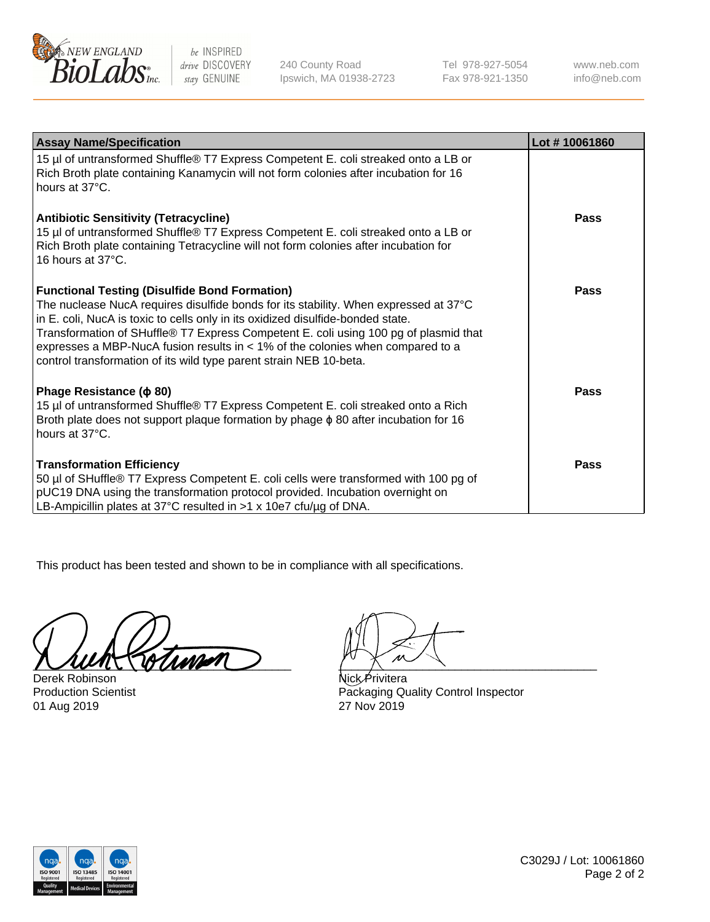| Assay Name/Specification | Lot # 10061860 |
| --- | --- |
| 15 µl of untransformed Shuffle® T7 Express Competent E. coli streaked onto a LB or Rich Broth plate containing Kanamycin will not form colonies after incubation for 16 hours at 37°C. | |
| **Antibiotic Sensitivity (Tetracycline)** 15 µl of untransformed Shuffle® T7 Express Competent E. coli streaked onto a LB or Rich Broth plate containing Tetracycline will not form colonies after incubation for 16 hours at 37°C. | **Pass** |
| **Functional Testing (Disulfide Bond Formation)** The nuclease NucA requires disulfide bonds for its stability. When expressed at 37°C in E. coli, NucA is toxic to cells only in its oxidized disulfide-bonded state. Transformation of SHuffle® T7 Express Competent E. coli using 100 pg of plasmid that expresses a MBP-NucA fusion results in < 1% of the colonies when compared to a control transformation of its wild type parent strain NEB 10-beta. | **Pass** |
| **Phage Resistance (ϕ 80)** 15 µl of untransformed Shuffle® T7 Express Competent E. coli streaked onto a Rich Broth plate does not support plaque formation by phage ϕ 80 after incubation for 16 hours at 37°C. | **Pass** |
| **Transformation Efficiency** 50 µl of SHuffle® T7 Express Competent E. coli cells were transformed with 100 pg of pUC19 DNA using the transformation protocol provided. Incubation overnight on LB-Ampicillin plates at 37°C resulted in >1 x 10e7 cfu/µg of DNA. | **Pass** |

This product has been tested and shown to be in compliance with all specifications.

Derek Robinson
Production Scientist
01 Aug 2019

Nick Privitera
Packaging Quality Control Inspector
27 Nov 2019

C3029J / Lot: 10061860